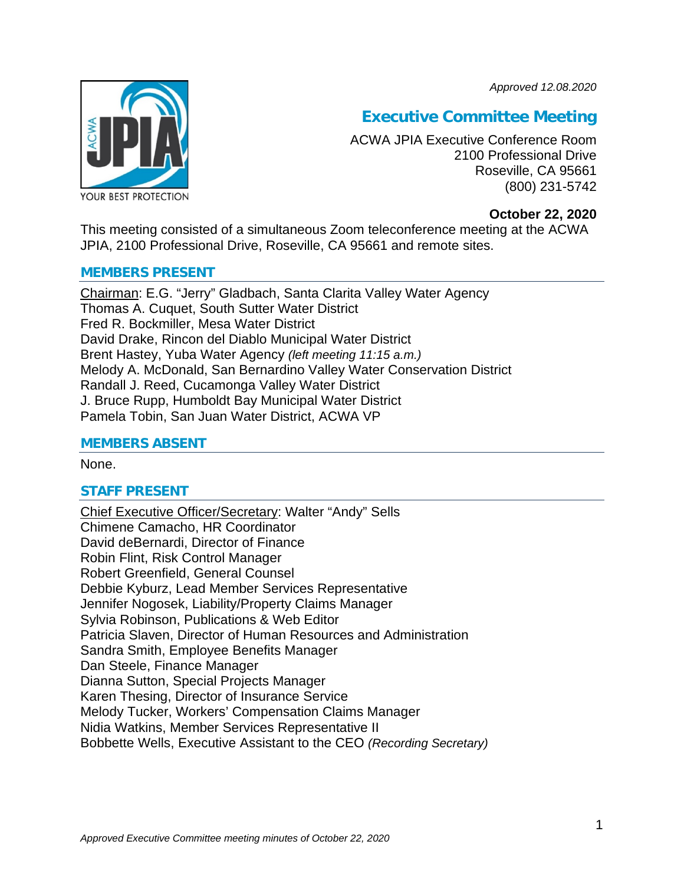*Approved 12.08.2020*

# Executive Committee Meeting

ACWA JPIA Executive Conference Room
2100 Professional Drive
Roseville, CA 95661
(800) 231-5742

**October 22, 2020**

This meeting consisted of a simultaneous Zoom teleconference meeting at the ACWA JPIA, 2100 Professional Drive, Roseville, CA 95661 and remote sites.

## MEMBERS PRESENT

Chairman: E.G. "Jerry" Gladbach, Santa Clarita Valley Water Agency
Thomas A. Cuquet, South Sutter Water District
Fred R. Bockmiller, Mesa Water District
David Drake, Rincon del Diablo Municipal Water District
Brent Hastey, Yuba Water Agency *(left meeting 11:15 a.m.)*
Melody A. McDonald, San Bernardino Valley Water Conservation District
Randall J. Reed, Cucamonga Valley Water District
J. Bruce Rupp, Humboldt Bay Municipal Water District
Pamela Tobin, San Juan Water District, ACWA VP

## MEMBERS ABSENT

None.

## STAFF PRESENT

Chief Executive Officer/Secretary: Walter "Andy" Sells
Chimene Camacho, HR Coordinator
David deBernardi, Director of Finance
Robin Flint, Risk Control Manager
Robert Greenfield, General Counsel
Debbie Kyburz, Lead Member Services Representative
Jennifer Nogosek, Liability/Property Claims Manager
Sylvia Robinson, Publications & Web Editor
Patricia Slaven, Director of Human Resources and Administration
Sandra Smith, Employee Benefits Manager
Dan Steele, Finance Manager
Dianna Sutton, Special Projects Manager
Karen Thesing, Director of Insurance Service
Melody Tucker, Workers' Compensation Claims Manager
Nidia Watkins, Member Services Representative II
Bobbette Wells, Executive Assistant to the CEO *(Recording Secretary)*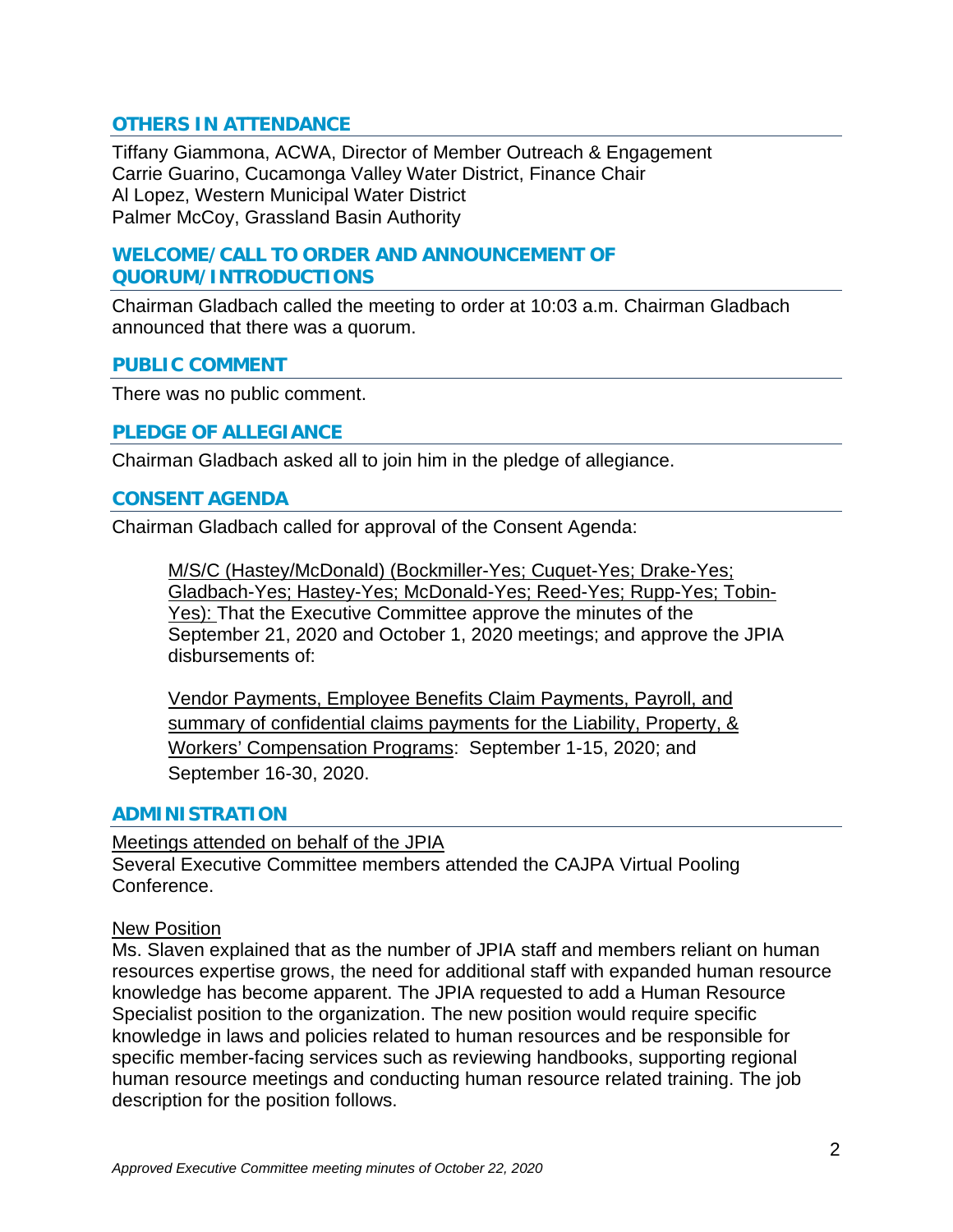## OTHERS IN ATTENDANCE

Tiffany Giammona, ACWA, Director of Member Outreach & Engagement
Carrie Guarino, Cucamonga Valley Water District, Finance Chair
Al Lopez, Western Municipal Water District
Palmer McCoy, Grassland Basin Authority

## WELCOME/CALL TO ORDER AND ANNOUNCEMENT OF QUORUM/INTRODUCTIONS

Chairman Gladbach called the meeting to order at 10:03 a.m. Chairman Gladbach announced that there was a quorum.

## PUBLIC COMMENT

There was no public comment.

## PLEDGE OF ALLEGIANCE

Chairman Gladbach asked all to join him in the pledge of allegiance.

## CONSENT AGENDA

Chairman Gladbach called for approval of the Consent Agenda:

> M/S/C (Hastey/McDonald) (Bockmiller-Yes; Cuquet-Yes; Drake-Yes; Gladbach-Yes; Hastey-Yes; McDonald-Yes; Reed-Yes; Rupp-Yes; Tobin-Yes): That the Executive Committee approve the minutes of the September 21, 2020 and October 1, 2020 meetings; and approve the JPIA disbursements of:
>
> Vendor Payments, Employee Benefits Claim Payments, Payroll, and summary of confidential claims payments for the Liability, Property, & Workers' Compensation Programs: September 1-15, 2020; and September 16-30, 2020.

## ADMINISTRATION

Meetings attended on behalf of the JPIA

Several Executive Committee members attended the CAJPA Virtual Pooling Conference.

New Position

Ms. Slaven explained that as the number of JPIA staff and members reliant on human resources expertise grows, the need for additional staff with expanded human resource knowledge has become apparent. The JPIA requested to add a Human Resource Specialist position to the organization. The new position would require specific knowledge in laws and policies related to human resources and be responsible for specific member-facing services such as reviewing handbooks, supporting regional human resource meetings and conducting human resource related training. The job description for the position follows.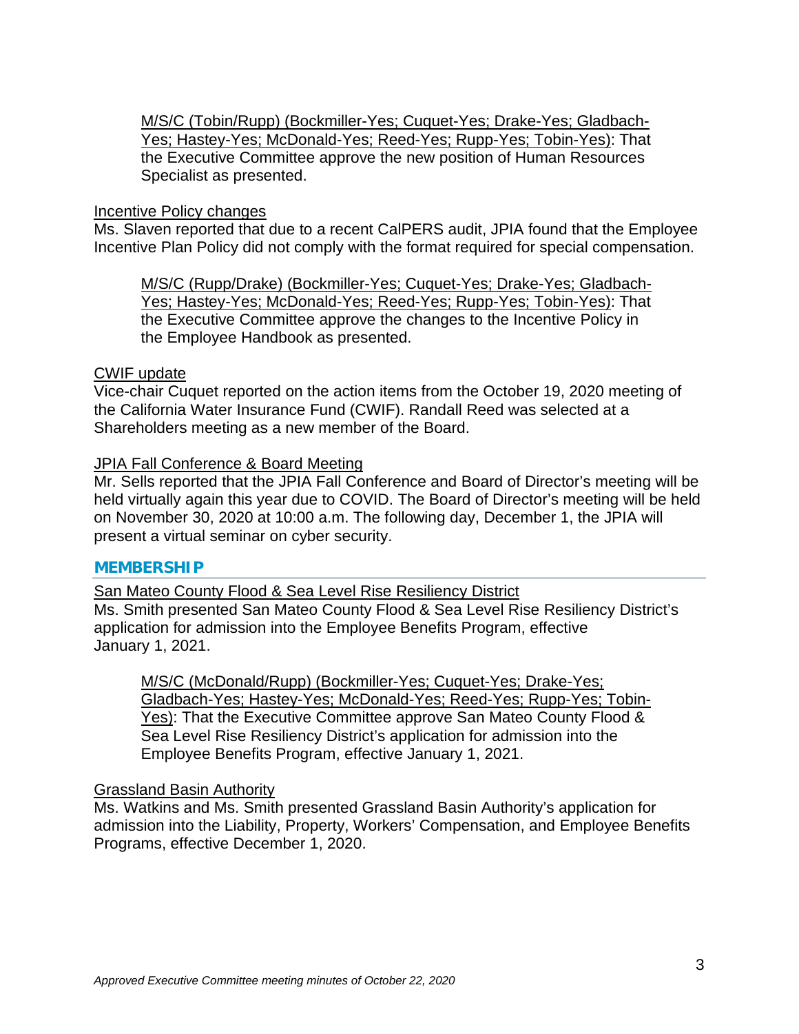M/S/C (Tobin/Rupp) (Bockmiller-Yes; Cuquet-Yes; Drake-Yes; Gladbach-Yes; Hastey-Yes; McDonald-Yes; Reed-Yes; Rupp-Yes; Tobin-Yes): That the Executive Committee approve the new position of Human Resources Specialist as presented.

Incentive Policy changes

Ms. Slaven reported that due to a recent CalPERS audit, JPIA found that the Employee Incentive Plan Policy did not comply with the format required for special compensation.

M/S/C (Rupp/Drake) (Bockmiller-Yes; Cuquet-Yes; Drake-Yes; Gladbach-Yes; Hastey-Yes; McDonald-Yes; Reed-Yes; Rupp-Yes; Tobin-Yes): That the Executive Committee approve the changes to the Incentive Policy in the Employee Handbook as presented.

CWIF update

Vice-chair Cuquet reported on the action items from the October 19, 2020 meeting of the California Water Insurance Fund (CWIF). Randall Reed was selected at a Shareholders meeting as a new member of the Board.

JPIA Fall Conference & Board Meeting

Mr. Sells reported that the JPIA Fall Conference and Board of Director's meeting will be held virtually again this year due to COVID. The Board of Director's meeting will be held on November 30, 2020 at 10:00 a.m. The following day, December 1, the JPIA will present a virtual seminar on cyber security.

## MEMBERSHIP

San Mateo County Flood & Sea Level Rise Resiliency District

Ms. Smith presented San Mateo County Flood & Sea Level Rise Resiliency District's application for admission into the Employee Benefits Program, effective January 1, 2021.

M/S/C (McDonald/Rupp) (Bockmiller-Yes; Cuquet-Yes; Drake-Yes; Gladbach-Yes; Hastey-Yes; McDonald-Yes; Reed-Yes; Rupp-Yes; Tobin-Yes): That the Executive Committee approve San Mateo County Flood & Sea Level Rise Resiliency District's application for admission into the Employee Benefits Program, effective January 1, 2021.

Grassland Basin Authority

Ms. Watkins and Ms. Smith presented Grassland Basin Authority's application for admission into the Liability, Property, Workers' Compensation, and Employee Benefits Programs, effective December 1, 2020.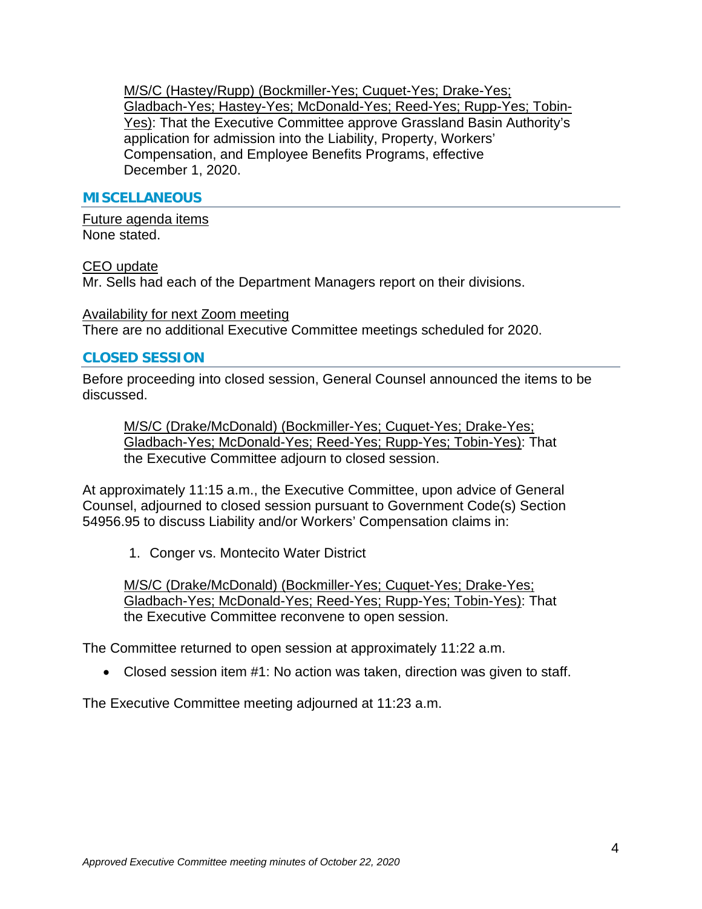M/S/C (Hastey/Rupp) (Bockmiller-Yes; Cuquet-Yes; Drake-Yes; Gladbach-Yes; Hastey-Yes; McDonald-Yes; Reed-Yes; Rupp-Yes; Tobin-Yes): That the Executive Committee approve Grassland Basin Authority's application for admission into the Liability, Property, Workers' Compensation, and Employee Benefits Programs, effective December 1, 2020.

## MISCELLANEOUS

Future agenda items
None stated.

CEO update
Mr. Sells had each of the Department Managers report on their divisions.

Availability for next Zoom meeting
There are no additional Executive Committee meetings scheduled for 2020.

## CLOSED SESSION

Before proceeding into closed session, General Counsel announced the items to be discussed.

M/S/C (Drake/McDonald) (Bockmiller-Yes; Cuquet-Yes; Drake-Yes; Gladbach-Yes; McDonald-Yes; Reed-Yes; Rupp-Yes; Tobin-Yes): That the Executive Committee adjourn to closed session.

At approximately 11:15 a.m., the Executive Committee, upon advice of General Counsel, adjourned to closed session pursuant to Government Code(s) Section 54956.95 to discuss Liability and/or Workers' Compensation claims in:

1. Conger vs. Montecito Water District

M/S/C (Drake/McDonald) (Bockmiller-Yes; Cuquet-Yes; Drake-Yes; Gladbach-Yes; McDonald-Yes; Reed-Yes; Rupp-Yes; Tobin-Yes): That the Executive Committee reconvene to open session.

The Committee returned to open session at approximately 11:22 a.m.

- Closed session item #1: No action was taken, direction was given to staff.

The Executive Committee meeting adjourned at 11:23 a.m.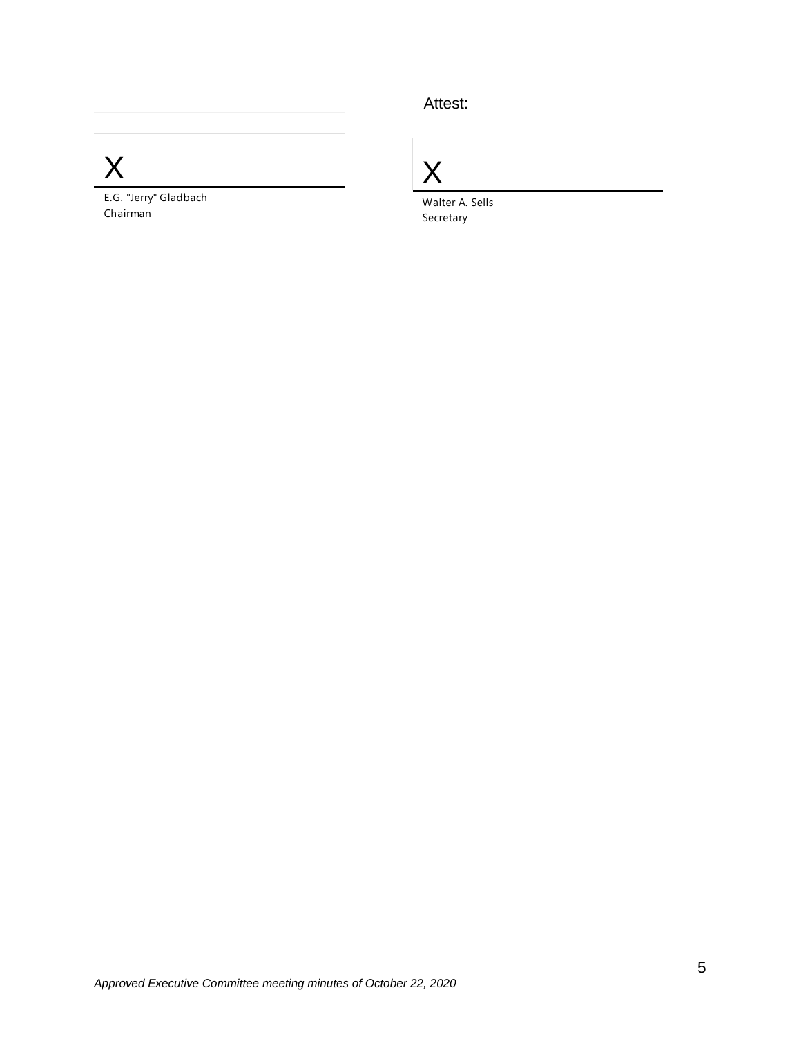Attest:

X

E.G. "Jerry" Gladbach
Chairman

X

Walter A. Sells
Secretary

*Approved Executive Committee meeting minutes of October 22, 2020*